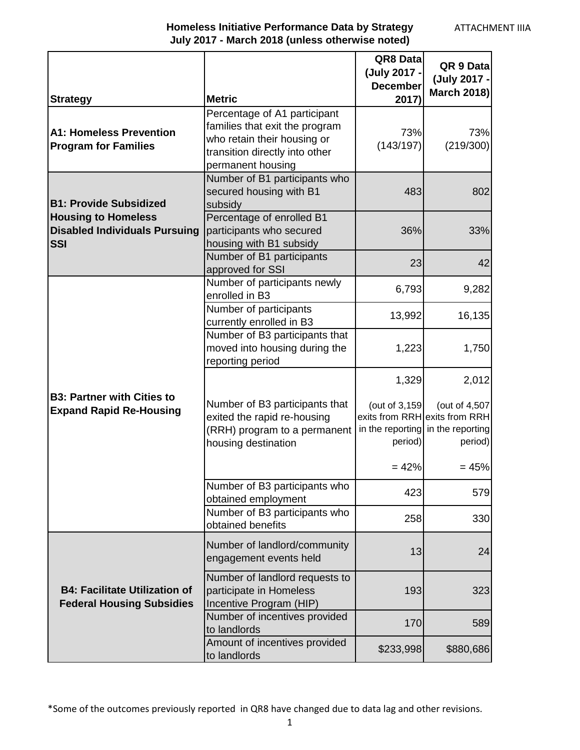**Homeless Initiative Performance Data by Strategy**
**July 2017 - March 2018 (unless otherwise noted)**

ATTACHMENT IIIA

| Strategy | Metric | QR8 Data (July 2017 - December 2017) | QR 9 Data (July 2017 - March 2018) |
|---|---|---|---|
| **A1: Homeless Prevention Program for Families** | Percentage of A1 participant families that exit the program who retain their housing or transition directly into other permanent housing | 73% (143/197) | 73% (219/300) |
| **B1: Provide Subsidized Housing to Homeless Disabled Individuals Pursuing SSI** | Number of B1 participants who secured housing with B1 subsidy | 483 | 802 |
| | Percentage of enrolled B1 participants who secured housing with B1 subsidy | 36% | 33% |
| | Number of B1 participants approved for SSI | 23 | 42 |
| **B3: Partner with Cities to Expand Rapid Re-Housing** | Number of participants newly enrolled in B3 | 6,793 | 9,282 |
| | Number of participants currently enrolled in B3 | 13,992 | 16,135 |
| | Number of B3 participants that moved into housing during the reporting period | 1,223 | 1,750 |
| | Number of B3 participants that exited the rapid re-housing (RRH) program to a permanent housing destination | 1,329 (out of 3,159 exits from RRH in the reporting period) = 42% | 2,012 (out of 4,507 exits from RRH in the reporting period) = 45% |
| | Number of B3 participants who obtained employment | 423 | 579 |
| | Number of B3 participants who obtained benefits | 258 | 330 |
| **B4: Facilitate Utilization of Federal Housing Subsidies** | Number of landlord/community engagement events held | 13 | 24 |
| | Number of landlord requests to participate in Homeless Incentive Program (HIP) | 193 | 323 |
| | Number of incentives provided to landlords | 170 | 589 |
| | Amount of incentives provided to landlords | $233,998 | $880,686 |

*Some of the outcomes previously reported in QR8 have changed due to data lag and other revisions.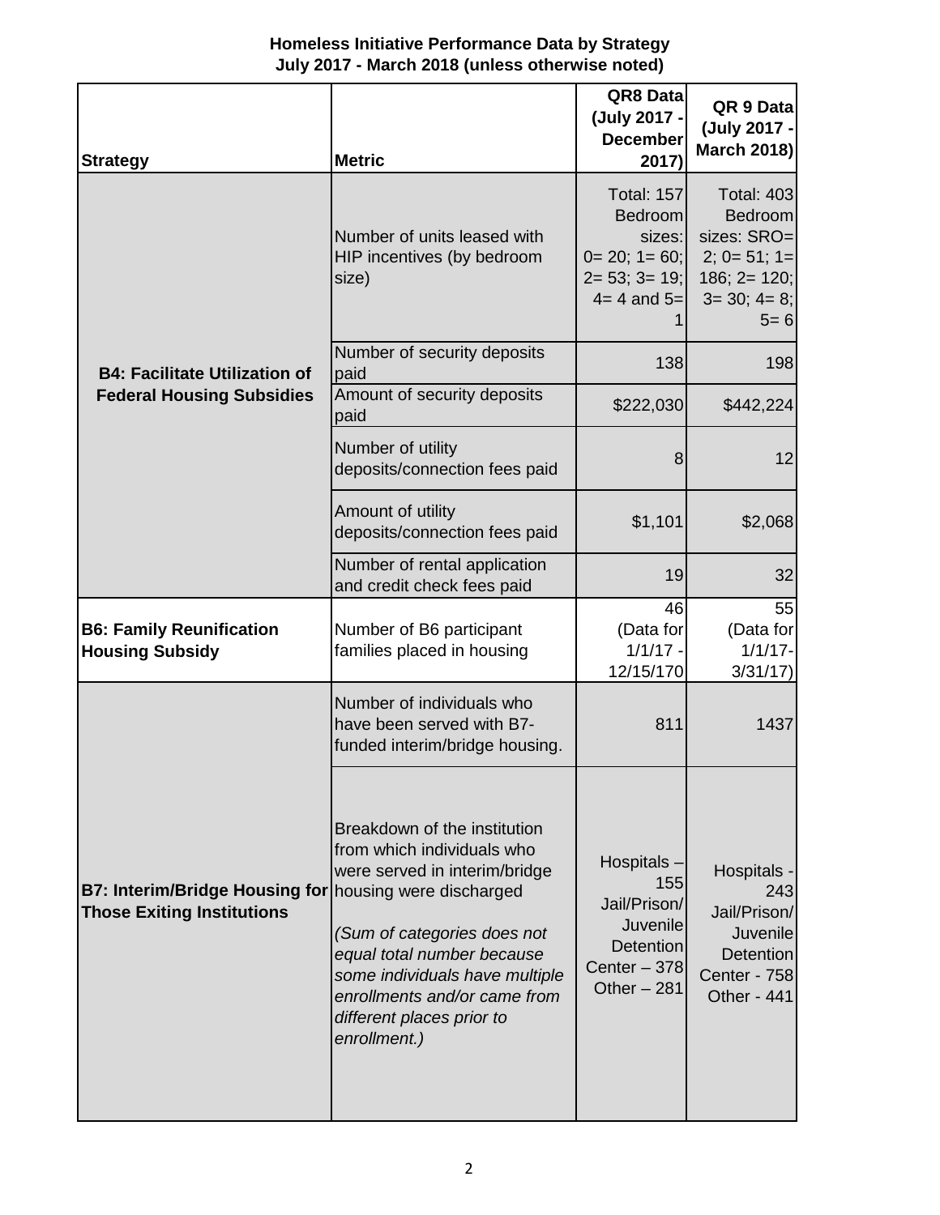**Homeless Initiative Performance Data by Strategy**
**July 2017 - March 2018 (unless otherwise noted)**

| Strategy | Metric | QR8 Data (July 2017 - December 2017) | QR 9 Data (July 2017 - March 2018) |
|---|---|---|---|
| **B4: Facilitate Utilization of Federal Housing Subsidies** | Number of units leased with HIP incentives (by bedroom size) | Total: 157 Bedroom sizes: 0= 20; 1= 60; 2= 53; 3= 19; 4= 4 and 5= 1 | Total: 403 Bedroom sizes: SRO= 2; 0= 51; 1= 186; 2= 120; 3= 30; 4= 8; 5= 6 |
| | Number of security deposits paid | 138 | 198 |
| | Amount of security deposits paid | $222,030 | $442,224 |
| | Number of utility deposits/connection fees paid | 8 | 12 |
| | Amount of utility deposits/connection fees paid | $1,101 | $2,068 |
| | Number of rental application and credit check fees paid | 19 | 32 |
| **B6: Family Reunification Housing Subsidy** | Number of B6 participant families placed in housing | 46 (Data for 1/1/17 - 12/15/170 | 55 (Data for 1/1/17- 3/31/17) |
| **B7: Interim/Bridge Housing for Those Exiting Institutions** | Number of individuals who have been served with B7-funded interim/bridge housing. | 811 | 1437 |
| | Breakdown of the institution from which individuals who were served in interim/bridge housing were discharged<br>*(Sum of categories does not equal total number because some individuals have multiple enrollments and/or came from different places prior to enrollment.)* | Hospitals – 155<br>Jail/Prison/ Juvenile Detention Center – 378<br>Other – 281 | Hospitals - 243<br>Jail/Prison/ Juvenile Detention Center - 758<br>Other - 441 |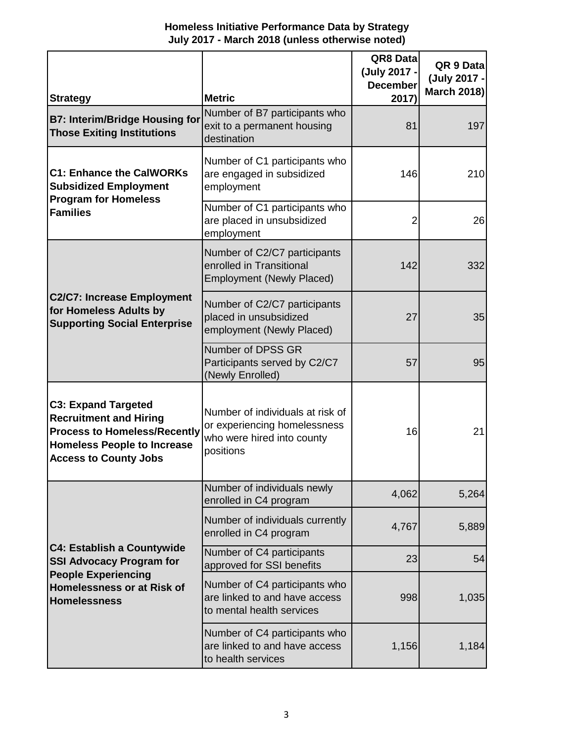**Homeless Initiative Performance Data by Strategy**
**July 2017 - March 2018 (unless otherwise noted)**

| Strategy | Metric | QR8 Data (July 2017 - December 2017) | QR 9 Data (July 2017 - March 2018) |
|---|---|---|---|
| **B7: Interim/Bridge Housing for Those Exiting Institutions** | Number of B7 participants who exit to a permanent housing destination | 81 | 197 |
| **C1: Enhance the CalWORKs Subsidized Employment Program for Homeless Families** | Number of C1 participants who are engaged in subsidized employment | 146 | 210 |
| | Number of C1 participants who are placed in unsubsidized employment | 2 | 26 |
| **C2/C7: Increase Employment for Homeless Adults by Supporting Social Enterprise** | Number of C2/C7 participants enrolled in Transitional Employment (Newly Placed) | 142 | 332 |
| | Number of C2/C7 participants placed in unsubsidized employment (Newly Placed) | 27 | 35 |
| | Number of DPSS GR Participants served by C2/C7 (Newly Enrolled) | 57 | 95 |
| **C3: Expand Targeted Recruitment and Hiring Process to Homeless/Recently Homeless People to Increase Access to County Jobs** | Number of individuals at risk of or experiencing homelessness who were hired into county positions | 16 | 21 |
| **C4: Establish a Countywide SSI Advocacy Program for People Experiencing Homelessness or at Risk of Homelessness** | Number of individuals newly enrolled in C4 program | 4,062 | 5,264 |
| | Number of individuals currently enrolled in C4 program | 4,767 | 5,889 |
| | Number of C4 participants approved for SSI benefits | 23 | 54 |
| | Number of C4 participants who are linked to and have access to mental health services | 998 | 1,035 |
| | Number of C4 participants who are linked to and have access to health services | 1,156 | 1,184 |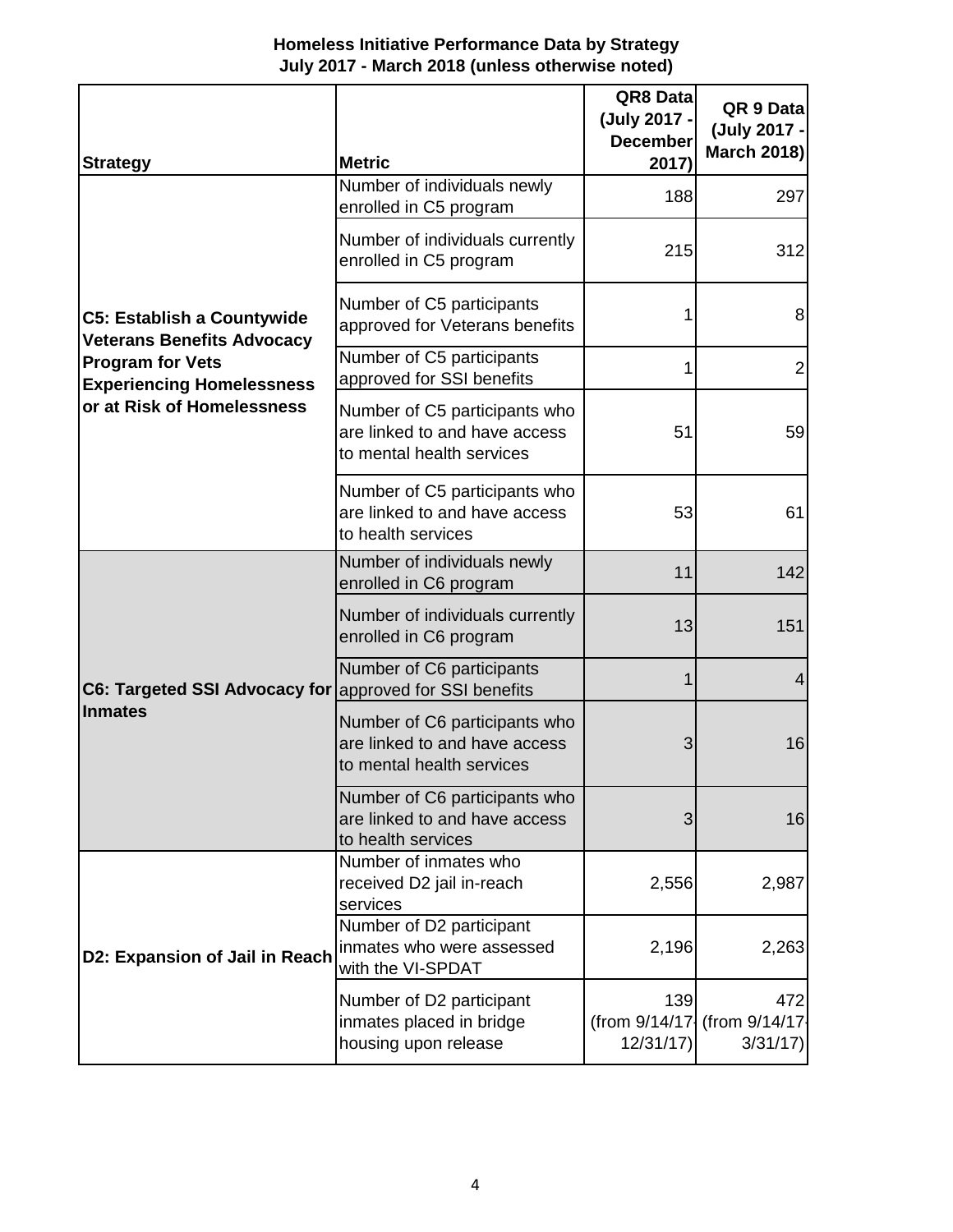**Homeless Initiative Performance Data by Strategy**
**July 2017 - March 2018 (unless otherwise noted)**

| Strategy | Metric | QR8 Data (July 2017 - December 2017) | QR 9 Data (July 2017 - March 2018) |
|---|---|---|---|
| **C5: Establish a Countywide Veterans Benefits Advocacy Program for Vets Experiencing Homelessness or at Risk of Homelessness** | Number of individuals newly enrolled in C5 program | 188 | 297 |
| | Number of individuals currently enrolled in C5 program | 215 | 312 |
| | Number of C5 participants approved for Veterans benefits | 1 | 8 |
| | Number of C5 participants approved for SSI benefits | 1 | 2 |
| | Number of C5 participants who are linked to and have access to mental health services | 51 | 59 |
| | Number of C5 participants who are linked to and have access to health services | 53 | 61 |
| **C6: Targeted SSI Advocacy for Inmates** | Number of individuals newly enrolled in C6 program | 11 | 142 |
| | Number of individuals currently enrolled in C6 program | 13 | 151 |
| | Number of C6 participants approved for SSI benefits | 1 | 4 |
| | Number of C6 participants who are linked to and have access to mental health services | 3 | 16 |
| | Number of C6 participants who are linked to and have access to health services | 3 | 16 |
| **D2: Expansion of Jail in Reach** | Number of inmates who received D2 jail in-reach services | 2,556 | 2,987 |
| | Number of D2 participant inmates who were assessed with the VI-SPDAT | 2,196 | 2,263 |
| | Number of D2 participant inmates placed in bridge housing upon release | 139 (from 9/14/17-12/31/17) | 472 (from 9/14/17-3/31/17) |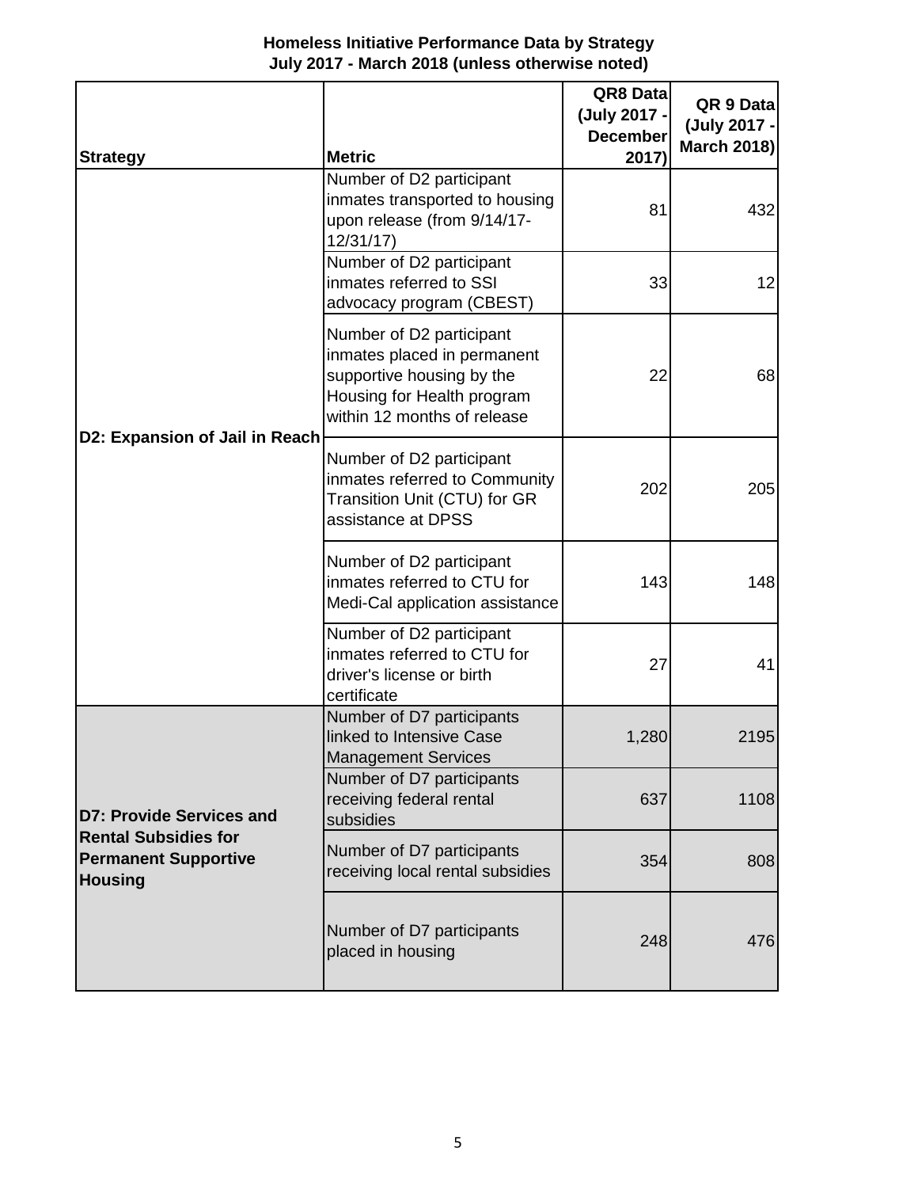**Homeless Initiative Performance Data by Strategy**
**July 2017 - March 2018 (unless otherwise noted)**

| Strategy | Metric | QR8 Data (July 2017 - December 2017) | QR 9 Data (July 2017 - March 2018) |
|---|---|---|---|
| **D2: Expansion of Jail in Reach** | Number of D2 participant inmates transported to housing upon release (from 9/14/17-12/31/17) | 81 | 432 |
| | Number of D2 participant inmates referred to SSI advocacy program (CBEST) | 33 | 12 |
| | Number of D2 participant inmates placed in permanent supportive housing by the Housing for Health program within 12 months of release | 22 | 68 |
| | Number of D2 participant inmates referred to Community Transition Unit (CTU) for GR assistance at DPSS | 202 | 205 |
| | Number of D2 participant inmates referred to CTU for Medi-Cal application assistance | 143 | 148 |
| | Number of D2 participant inmates referred to CTU for driver's license or birth certificate | 27 | 41 |
| **D7: Provide Services and Rental Subsidies for Permanent Supportive Housing** | Number of D7 participants linked to Intensive Case Management Services | 1,280 | 2195 |
| | Number of D7 participants receiving federal rental subsidies | 637 | 1108 |
| | Number of D7 participants receiving local rental subsidies | 354 | 808 |
| | Number of D7 participants placed in housing | 248 | 476 |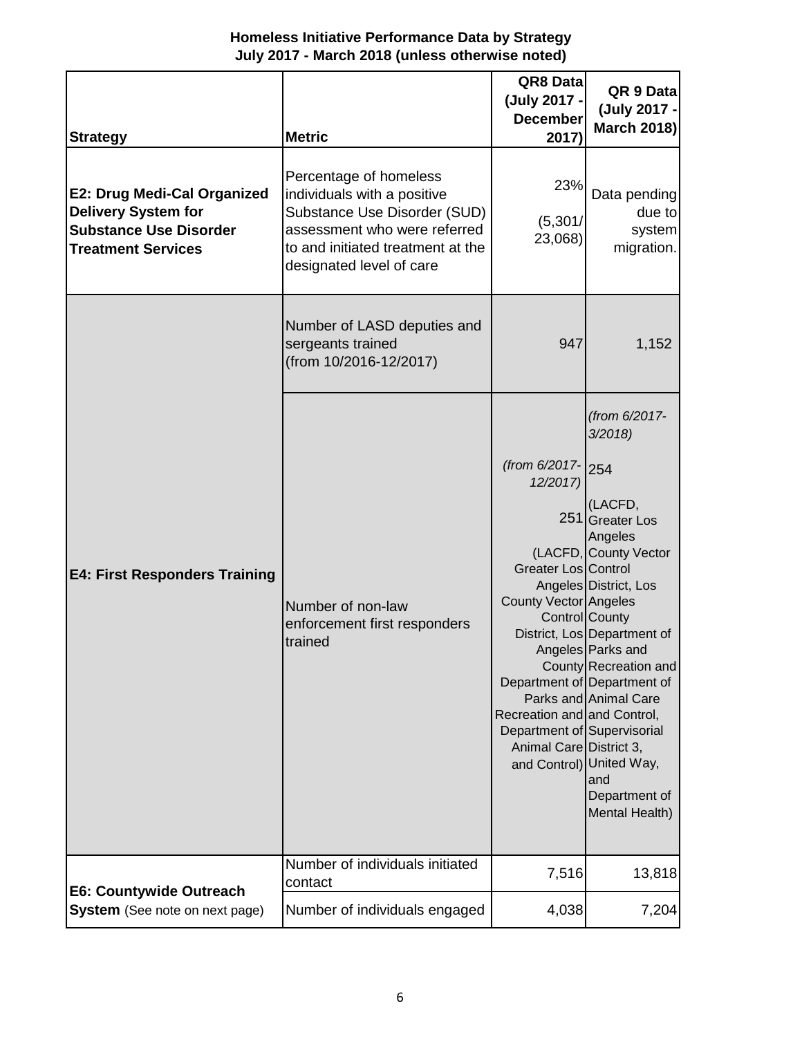**Homeless Initiative Performance Data by Strategy**
**July 2017 - March 2018 (unless otherwise noted)**

| Strategy | Metric | QR8 Data (July 2017 - December 2017) | QR 9 Data (July 2017 - March 2018) |
|---|---|---|---|
| **E2: Drug Medi-Cal Organized Delivery System for Substance Use Disorder Treatment Services** | Percentage of homeless individuals with a positive Substance Use Disorder (SUD) assessment who were referred to and initiated treatment at the designated level of care | 23% (5,301/ 23,068) | Data pending due to system migration. |
| **E4: First Responders Training** | Number of LASD deputies and sergeants trained (from 10/2016-12/2017) | 947 | 1,152 |
| | Number of non-law enforcement first responders trained | *(from 6/2017-12/2017)* 251 (LACFD, Greater Los Angeles County Vector Control District, Los Angeles County Department of Parks and Recreation and Department of Animal Care and Control) | *(from 6/2017-3/2018)* 254 (LACFD, Greater Los Angeles County Vector Control District, Los Angeles County Department of Parks and Recreation and Department of Animal Care and Control, Supervisorial District 3, United Way, and Department of Mental Health) |
| **E6: Countywide Outreach System** (See note on next page) | Number of individuals initiated contact | 7,516 | 13,818 |
| | Number of individuals engaged | 4,038 | 7,204 |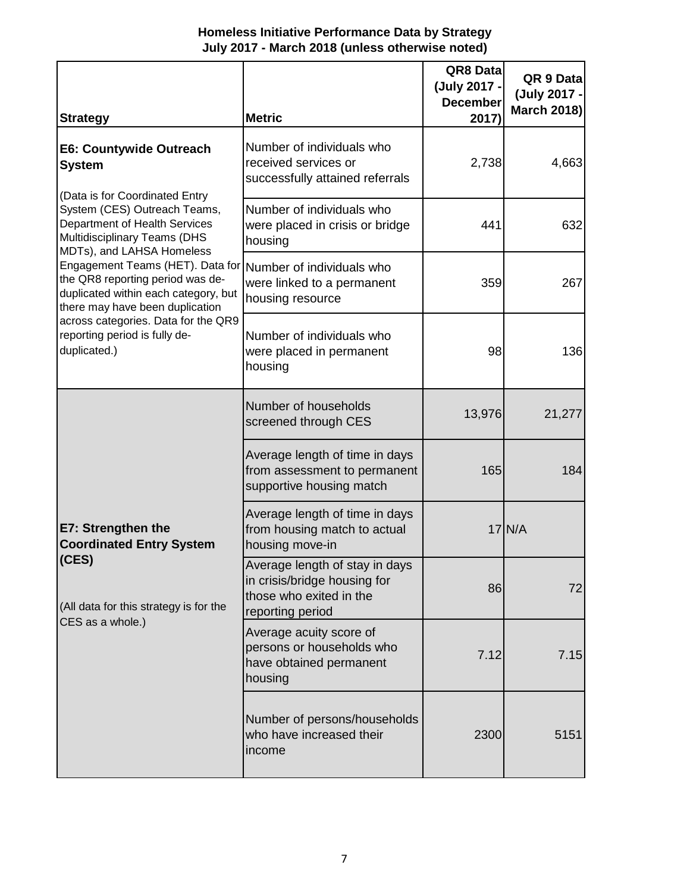**Homeless Initiative Performance Data by Strategy**
**July 2017 - March 2018 (unless otherwise noted)**

| Strategy | Metric | QR8 Data (July 2017 - December 2017) | QR 9 Data (July 2017 - March 2018) |
|---|---|---|---|
| **E6: Countywide Outreach System** (Data is for Coordinated Entry System (CES) Outreach Teams, Department of Health Services Multidisciplinary Teams (DHS MDTs), and LAHSA Homeless Engagement Teams (HET). Data for the QR8 reporting period was de-duplicated within each category, but there may have been duplication across categories. Data for the QR9 reporting period is fully de-duplicated.) | Number of individuals who received services or successfully attained referrals | 2,738 | 4,663 |
| | Number of individuals who were placed in crisis or bridge housing | 441 | 632 |
| | Number of individuals who were linked to a permanent housing resource | 359 | 267 |
| | Number of individuals who were placed in permanent housing | 98 | 136 |
| **E7: Strengthen the Coordinated Entry System (CES)** (All data for this strategy is for the CES as a whole.) | Number of households screened through CES | 13,976 | 21,277 |
| | Average length of time in days from assessment to permanent supportive housing match | 165 | 184 |
| | Average length of time in days from housing match to actual housing move-in | 17 | N/A |
| | Average length of stay in days in crisis/bridge housing for those who exited in the reporting period | 86 | 72 |
| | Average acuity score of persons or households who have obtained permanent housing | 7.12 | 7.15 |
| | Number of persons/households who have increased their income | 2300 | 5151 |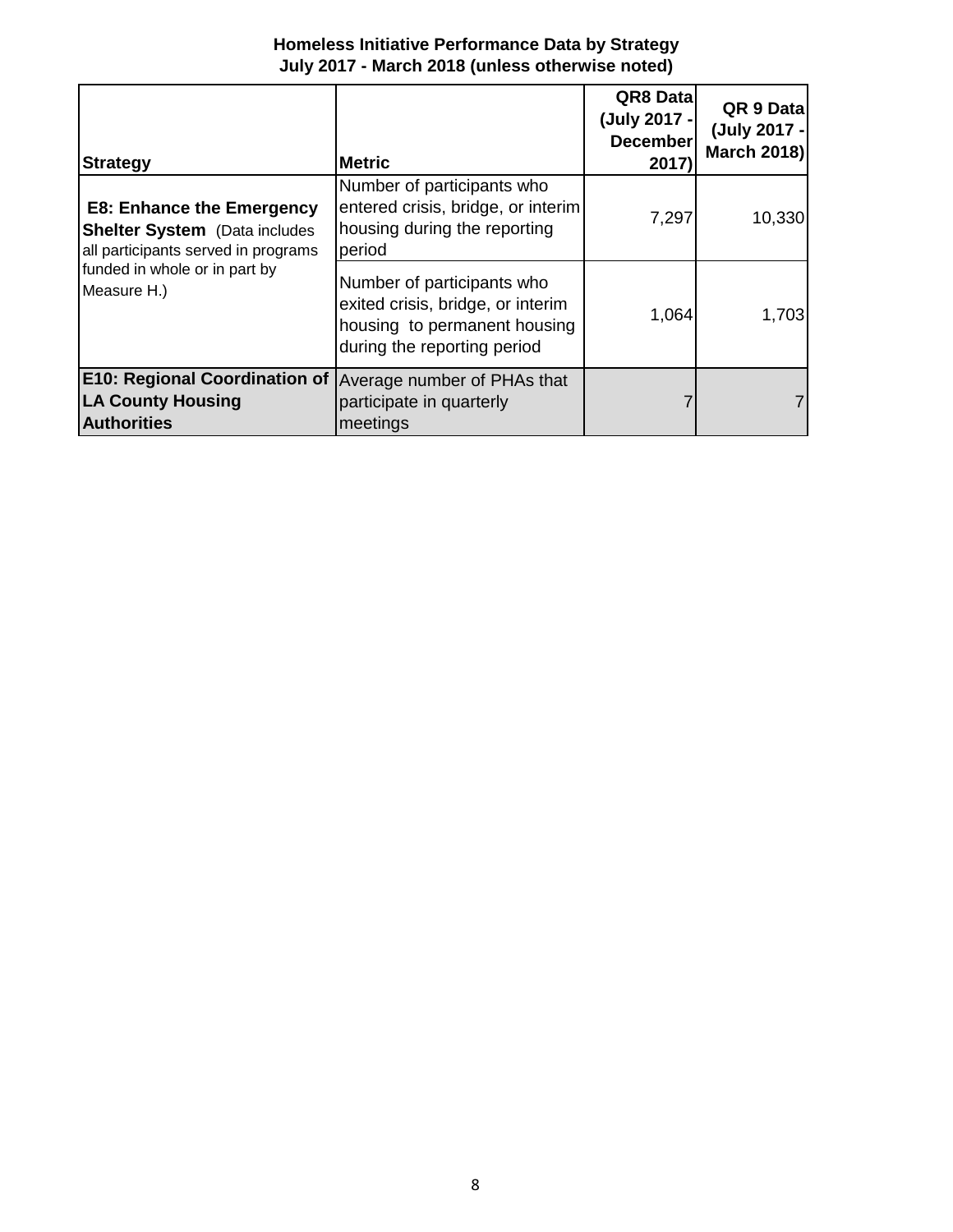**Homeless Initiative Performance Data by Strategy**
**July 2017 - March 2018 (unless otherwise noted)**

| Strategy | Metric | QR8 Data (July 2017 - December 2017) | QR 9 Data (July 2017 - March 2018) |
|---|---|---|---|
| **E8: Enhance the Emergency Shelter System** (Data includes all participants served in programs funded in whole or in part by Measure H.) | Number of participants who entered crisis, bridge, or interim housing during the reporting period | 7,297 | 10,330 |
| | Number of participants who exited crisis, bridge, or interim housing to permanent housing during the reporting period | 1,064 | 1,703 |
| **E10: Regional Coordination of LA County Housing Authorities** | Average number of PHAs that participate in quarterly meetings | 7 | 7 |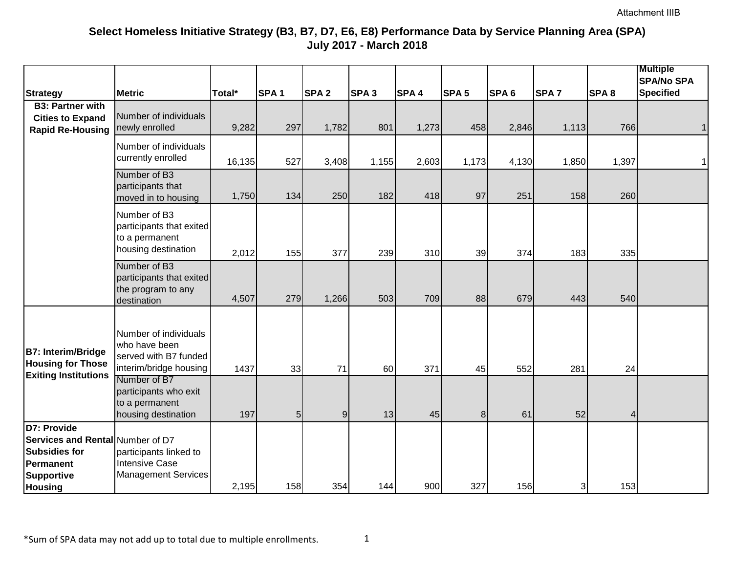Attachment IIIB

## Select Homeless Initiative Strategy (B3, B7, D7, E6, E8) Performance Data by Service Planning Area (SPA)
## July 2017 - March 2018

| Strategy | Metric | Total* | SPA 1 | SPA 2 | SPA 3 | SPA 4 | SPA 5 | SPA 6 | SPA 7 | SPA 8 | Multiple SPA/No SPA Specified |
|---|---|---|---|---|---|---|---|---|---|---|---|
| **B3: Partner with Cities to Expand Rapid Re-Housing** | Number of individuals newly enrolled | 9,282 | 297 | 1,782 | 801 | 1,273 | 458 | 2,846 | 1,113 | 766 | 1 |
| | Number of individuals currently enrolled | 16,135 | 527 | 3,408 | 1,155 | 2,603 | 1,173 | 4,130 | 1,850 | 1,397 | 1 |
| | Number of B3 participants that moved in to housing | 1,750 | 134 | 250 | 182 | 418 | 97 | 251 | 158 | 260 | |
| | Number of B3 participants that exited to a permanent housing destination | 2,012 | 155 | 377 | 239 | 310 | 39 | 374 | 183 | 335 | |
| | Number of B3 participants that exited the program to any destination | 4,507 | 279 | 1,266 | 503 | 709 | 88 | 679 | 443 | 540 | |
| **B7: Interim/Bridge Housing for Those Exiting Institutions** | Number of individuals who have been served with B7 funded interim/bridge housing | 1437 | 33 | 71 | 60 | 371 | 45 | 552 | 281 | 24 | |
| | Number of B7 participants who exit to a permanent housing destination | 197 | 5 | 9 | 13 | 45 | 8 | 61 | 52 | 4 | |
| **D7: Provide Services and Rental Subsidies for Permanent Supportive Housing** | Number of D7 participants linked to Intensive Case Management Services | 2,195 | 158 | 354 | 144 | 900 | 327 | 156 | 3 | 153 | |

*Sum of SPA data may not add up to total due to multiple enrollments.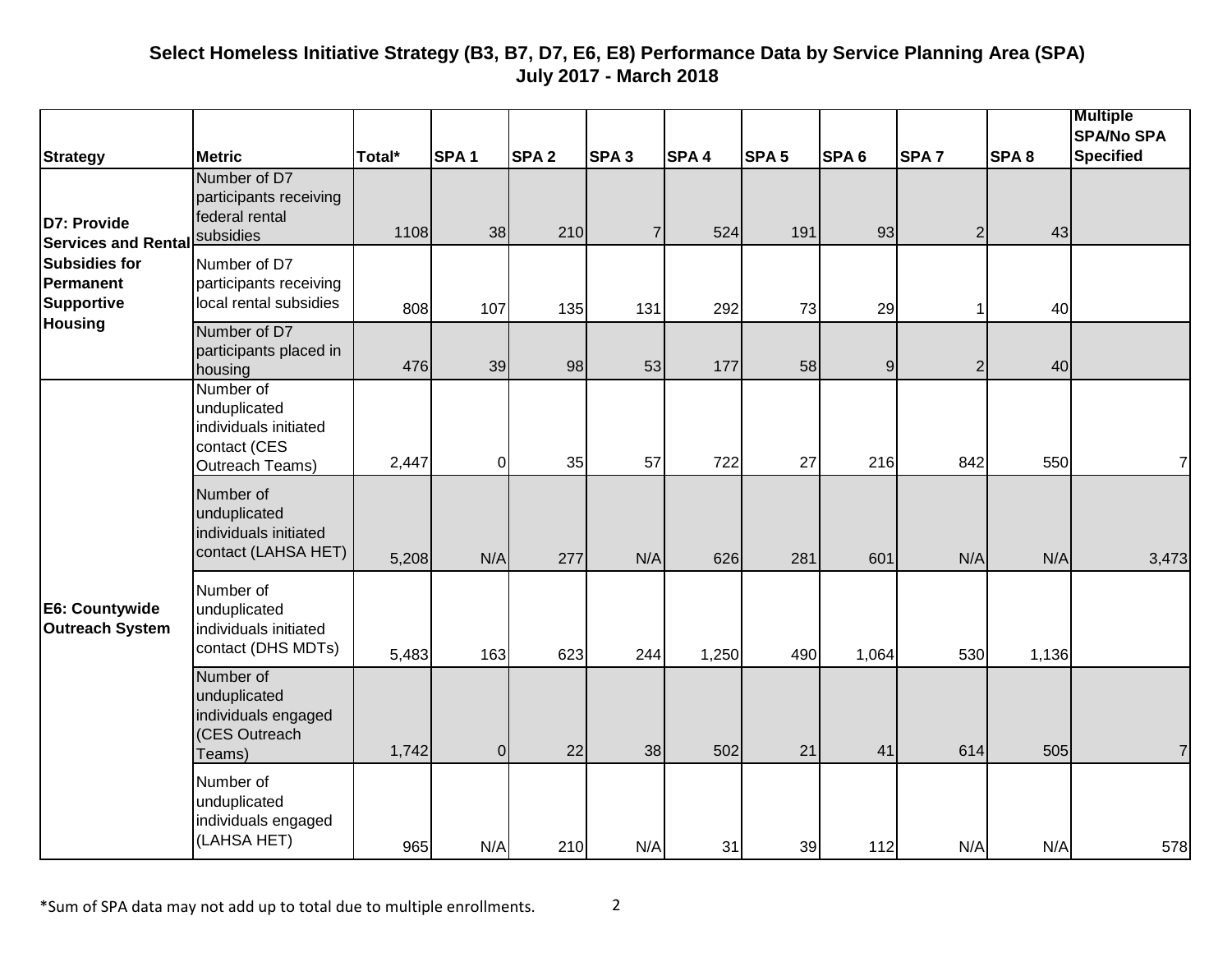## Select Homeless Initiative Strategy (B3, B7, D7, E6, E8) Performance Data by Service Planning Area (SPA)
## July 2017 - March 2018

| Strategy | Metric | Total* | SPA 1 | SPA 2 | SPA 3 | SPA 4 | SPA 5 | SPA 6 | SPA 7 | SPA 8 | Multiple SPA/No SPA Specified |
|---|---|---|---|---|---|---|---|---|---|---|---|
| D7: Provide Services and Rental Subsidies for Permanent Supportive Housing | Number of D7 participants receiving federal rental subsidies | 1108 | 38 | 210 | 7 | 524 | 191 | 93 | 2 | 43 | |
| | Number of D7 participants receiving local rental subsidies | 808 | 107 | 135 | 131 | 292 | 73 | 29 | 1 | 40 | |
| | Number of D7 participants placed in housing | 476 | 39 | 98 | 53 | 177 | 58 | 9 | 2 | 40 | |
| E6: Countywide Outreach System | Number of unduplicated individuals initiated contact (CES Outreach Teams) | 2,447 | 0 | 35 | 57 | 722 | 27 | 216 | 842 | 550 | 7 |
| | Number of unduplicated individuals initiated contact (LAHSA HET) | 5,208 | N/A | 277 | N/A | 626 | 281 | 601 | N/A | N/A | 3,473 |
| | Number of unduplicated individuals initiated contact (DHS MDTs) | 5,483 | 163 | 623 | 244 | 1,250 | 490 | 1,064 | 530 | 1,136 | |
| | Number of unduplicated individuals engaged (CES Outreach Teams) | 1,742 | 0 | 22 | 38 | 502 | 21 | 41 | 614 | 505 | 7 |
| | Number of unduplicated individuals engaged (LAHSA HET) | 965 | N/A | 210 | N/A | 31 | 39 | 112 | N/A | N/A | 578 |

*Sum of SPA data may not add up to total due to multiple enrollments.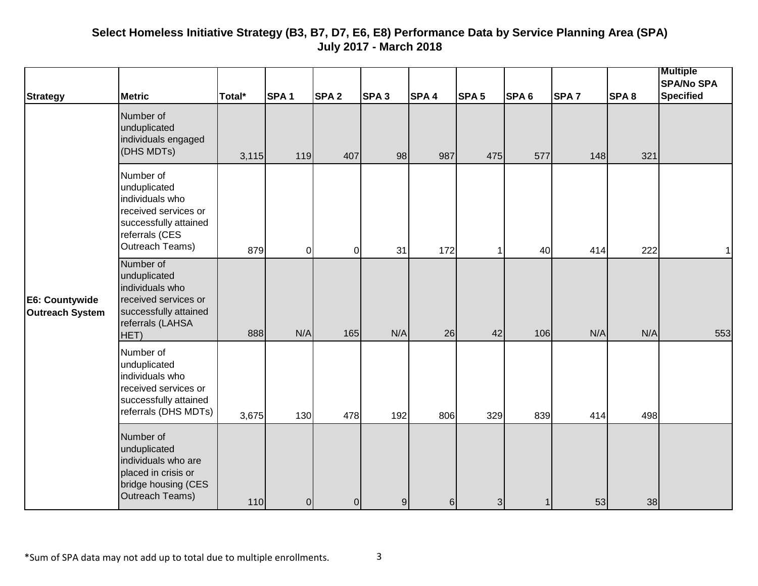**Select Homeless Initiative Strategy (B3, B7, D7, E6, E8) Performance Data by Service Planning Area (SPA)**
**July 2017 - March 2018**

| Strategy | Metric | Total* | SPA 1 | SPA 2 | SPA 3 | SPA 4 | SPA 5 | SPA 6 | SPA 7 | SPA 8 | Multiple SPA/No SPA Specified |
|---|---|---|---|---|---|---|---|---|---|---|---|
| E6: Countywide Outreach System | Number of unduplicated individuals engaged (DHS MDTs) | 3,115 | 119 | 407 | 98 | 987 | 475 | 577 | 148 | 321 | |
| | Number of unduplicated individuals who received services or successfully attained referrals (CES Outreach Teams) | 879 | 0 | 0 | 31 | 172 | 1 | 40 | 414 | 222 | 1 |
| | Number of unduplicated individuals who received services or successfully attained referrals (LAHSA HET) | 888 | N/A | 165 | N/A | 26 | 42 | 106 | N/A | N/A | 553 |
| | Number of unduplicated individuals who received services or successfully attained referrals (DHS MDTs) | 3,675 | 130 | 478 | 192 | 806 | 329 | 839 | 414 | 498 | |
| | Number of unduplicated individuals who are placed in crisis or bridge housing (CES Outreach Teams) | 110 | 0 | 0 | 9 | 6 | 3 | 1 | 53 | 38 | |

*Sum of SPA data may not add up to total due to multiple enrollments.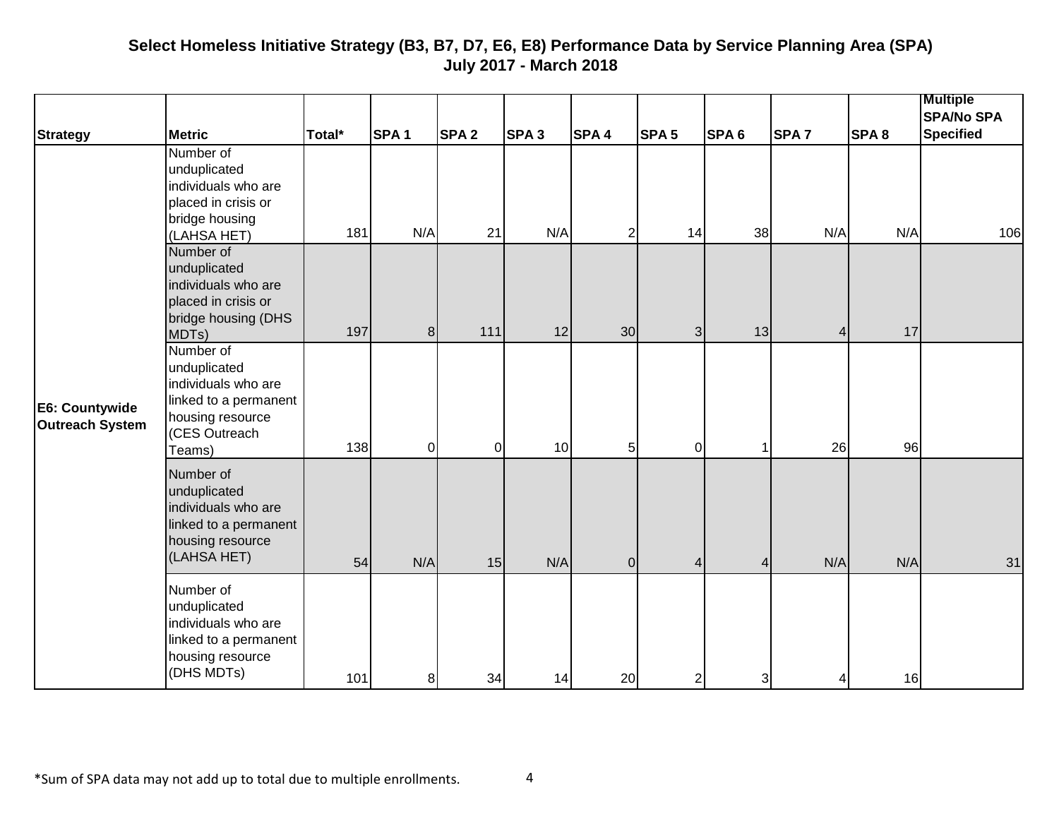## Select Homeless Initiative Strategy (B3, B7, D7, E6, E8) Performance Data by Service Planning Area (SPA)
### July 2017 - March 2018

| Strategy | Metric | Total* | SPA 1 | SPA 2 | SPA 3 | SPA 4 | SPA 5 | SPA 6 | SPA 7 | SPA 8 | Multiple SPA/No SPA Specified |
|---|---|---|---|---|---|---|---|---|---|---|---|
| E6: Countywide Outreach System | Number of unduplicated individuals who are placed in crisis or bridge housing (LAHSA HET) | 181 | N/A | 21 | N/A | 2 | 14 | 38 | N/A | N/A | 106 |
| | Number of unduplicated individuals who are placed in crisis or bridge housing (DHS MDTs) | 197 | 8 | 111 | 12 | 30 | 3 | 13 | 4 | 17 | |
| | Number of unduplicated individuals who are linked to a permanent housing resource (CES Outreach Teams) | 138 | 0 | 0 | 10 | 5 | 0 | 1 | 26 | 96 | |
| | Number of unduplicated individuals who are linked to a permanent housing resource (LAHSA HET) | 54 | N/A | 15 | N/A | 0 | 4 | 4 | N/A | N/A | 31 |
| | Number of unduplicated individuals who are linked to a permanent housing resource (DHS MDTs) | 101 | 8 | 34 | 14 | 20 | 2 | 3 | 4 | 16 | |

*Sum of SPA data may not add up to total due to multiple enrollments.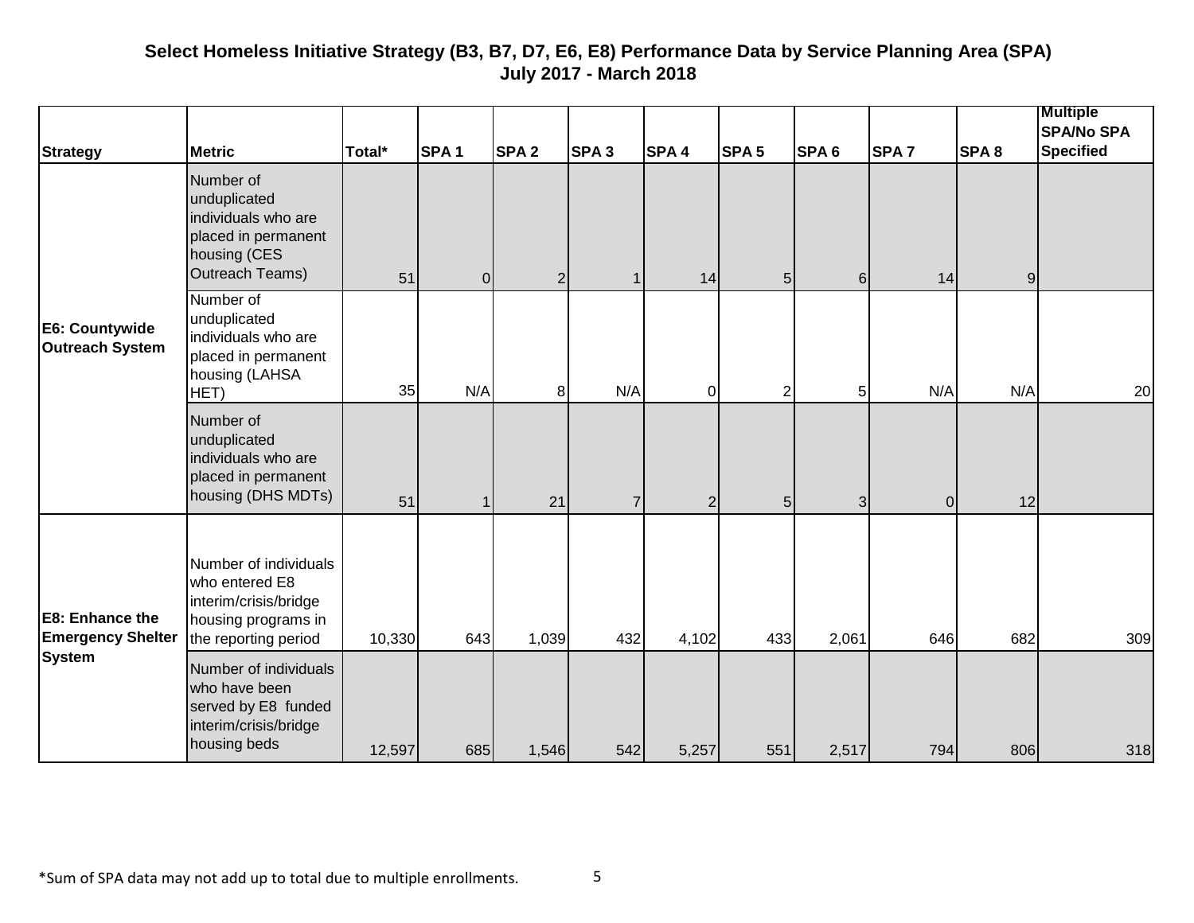**Select Homeless Initiative Strategy (B3, B7, D7, E6, E8) Performance Data by Service Planning Area (SPA)**
**July 2017 - March 2018**

| Strategy | Metric | Total* | SPA 1 | SPA 2 | SPA 3 | SPA 4 | SPA 5 | SPA 6 | SPA 7 | SPA 8 | Multiple SPA/No SPA Specified |
|---|---|---|---|---|---|---|---|---|---|---|---|
| **E6: Countywide Outreach System** | Number of unduplicated individuals who are placed in permanent housing (CES Outreach Teams) | 51 | 0 | 2 | 1 | 14 | 5 | 6 | 14 | 9 | |
| | Number of unduplicated individuals who are placed in permanent housing (LAHSA HET) | 35 | N/A | 8 | N/A | 0 | 2 | 5 | N/A | N/A | 20 |
| | Number of unduplicated individuals who are placed in permanent housing (DHS MDTs) | 51 | 1 | 21 | 7 | 2 | 5 | 3 | 0 | 12 | |
| **E8: Enhance the Emergency Shelter System** | Number of individuals who entered E8 interim/crisis/bridge housing programs in the reporting period | 10,330 | 643 | 1,039 | 432 | 4,102 | 433 | 2,061 | 646 | 682 | 309 |
| | Number of individuals who have been served by E8 funded interim/crisis/bridge housing beds | 12,597 | 685 | 1,546 | 542 | 5,257 | 551 | 2,517 | 794 | 806 | 318 |

*Sum of SPA data may not add up to total due to multiple enrollments.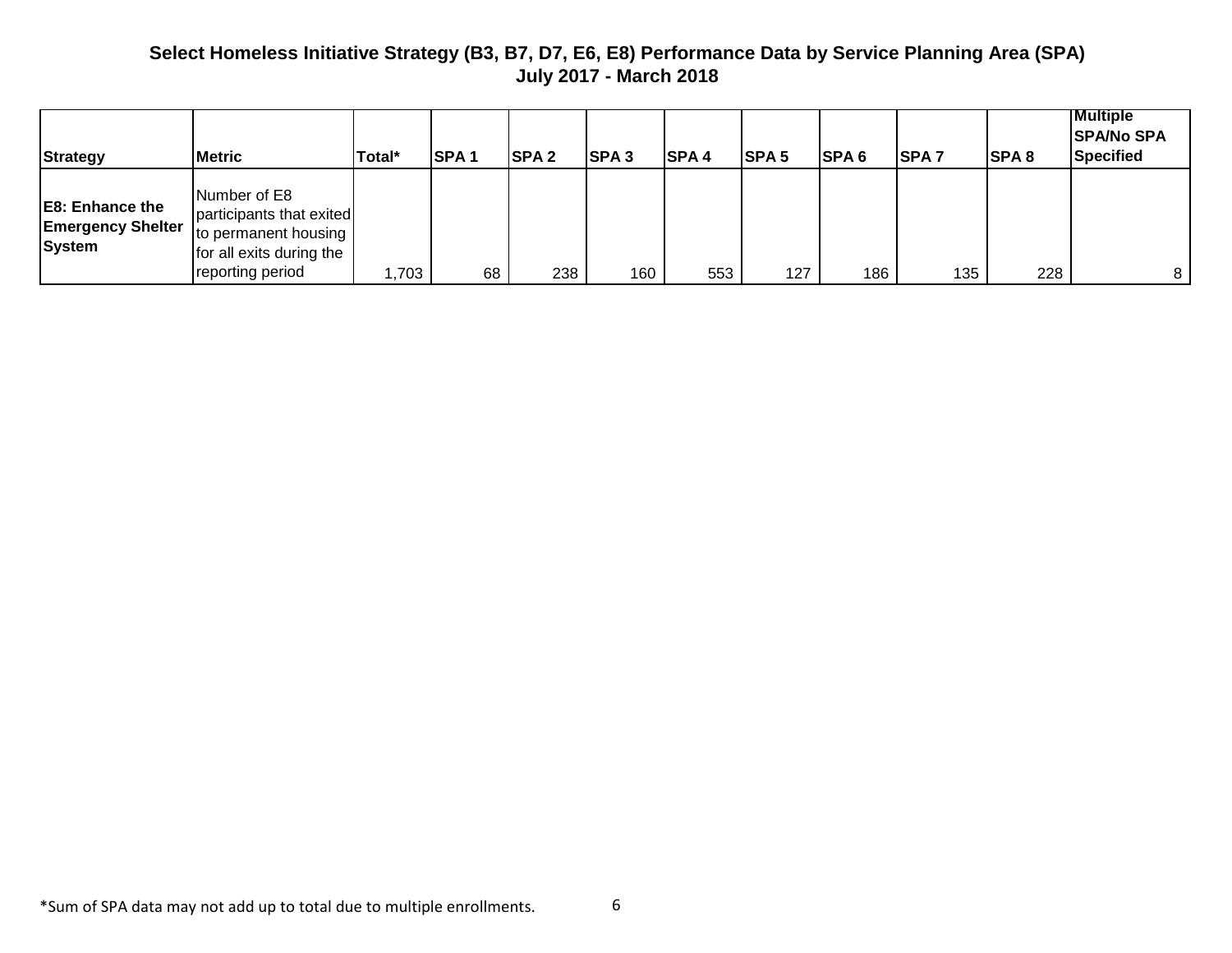## Select Homeless Initiative Strategy (B3, B7, D7, E6, E8) Performance Data by Service Planning Area (SPA)

**July 2017 - March 2018**

| Strategy | Metric | Total* | SPA 1 | SPA 2 | SPA 3 | SPA 4 | SPA 5 | SPA 6 | SPA 7 | SPA 8 | Multiple SPA/No SPA Specified |
|---|---|---|---|---|---|---|---|---|---|---|---|
| **E8: Enhance the Emergency Shelter System** | Number of E8 participants that exited to permanent housing for all exits during the reporting period | 1,703 | 68 | 238 | 160 | 553 | 127 | 186 | 135 | 228 | 8 |

*Sum of SPA data may not add up to total due to multiple enrollments.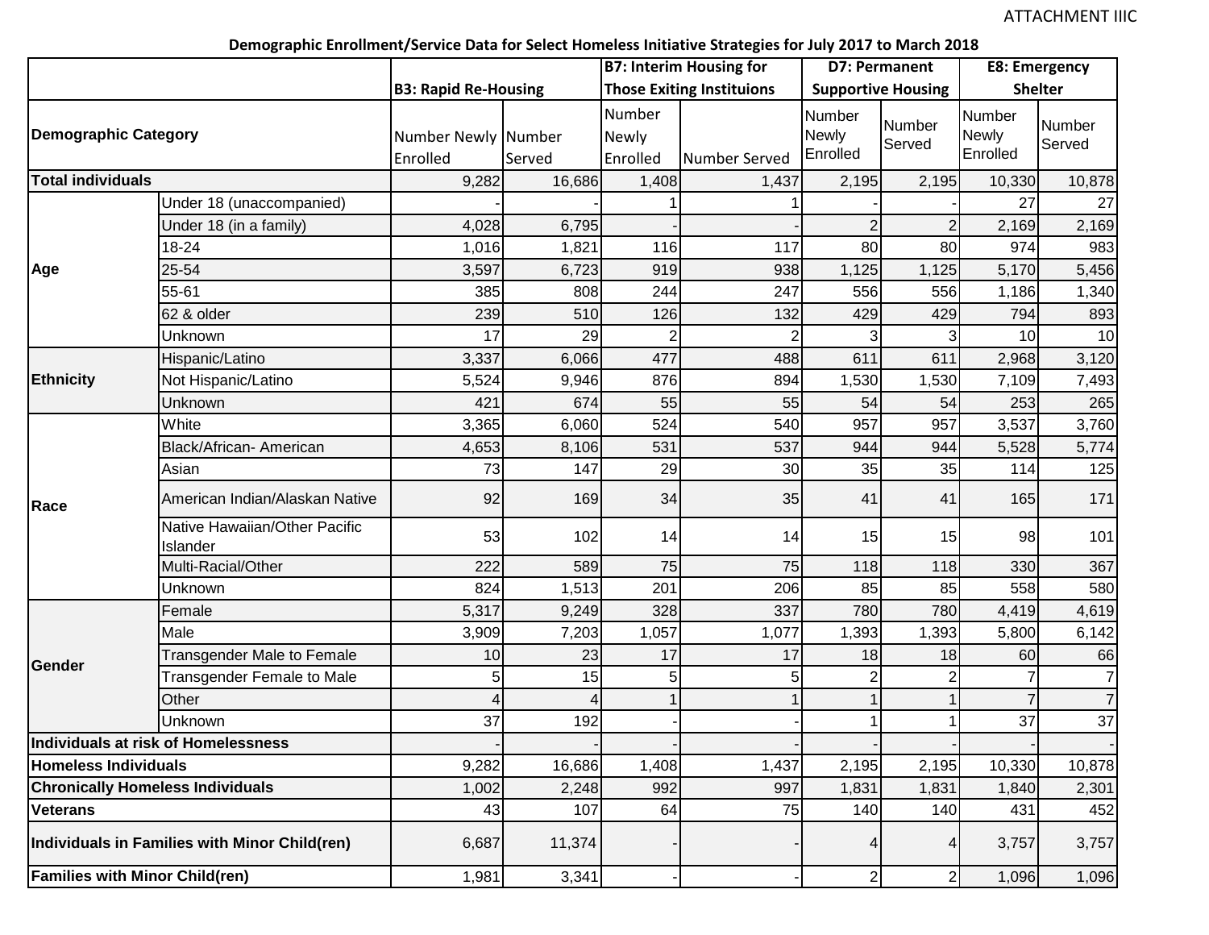ATTACHMENT IIIC

**Demographic Enrollment/Service Data for Select Homeless Initiative Strategies for July 2017 to March 2018**

| | | B3: Rapid Re-Housing | | B7: Interim Housing for Those Exiting Instituions | | D7: Permanent Supportive Housing | | E8: Emergency Shelter | |
|---|---|---|---|---|---|---|---|---|---|
| Demographic Category | | Number Newly Enrolled | Number Served | Number Newly Enrolled | Number Served | Number Newly Enrolled | Number Served | Number Newly Enrolled | Number Served |
| **Total individuals** | | 9,282 | 16,686 | 1,408 | 1,437 | 2,195 | 2,195 | 10,330 | 10,878 |
| **Age** | Under 18 (unaccompanied) | - | - | 1 | 1 | - | - | 27 | 27 |
| | Under 18 (in a family) | 4,028 | 6,795 | - | - | 2 | 2 | 2,169 | 2,169 |
| | 18-24 | 1,016 | 1,821 | 116 | 117 | 80 | 80 | 974 | 983 |
| | 25-54 | 3,597 | 6,723 | 919 | 938 | 1,125 | 1,125 | 5,170 | 5,456 |
| | 55-61 | 385 | 808 | 244 | 247 | 556 | 556 | 1,186 | 1,340 |
| | 62 & older | 239 | 510 | 126 | 132 | 429 | 429 | 794 | 893 |
| | Unknown | 17 | 29 | 2 | 2 | 3 | 3 | 10 | 10 |
| **Ethnicity** | Hispanic/Latino | 3,337 | 6,066 | 477 | 488 | 611 | 611 | 2,968 | 3,120 |
| | Not Hispanic/Latino | 5,524 | 9,946 | 876 | 894 | 1,530 | 1,530 | 7,109 | 7,493 |
| | Unknown | 421 | 674 | 55 | 55 | 54 | 54 | 253 | 265 |
| **Race** | White | 3,365 | 6,060 | 524 | 540 | 957 | 957 | 3,537 | 3,760 |
| | Black/African- American | 4,653 | 8,106 | 531 | 537 | 944 | 944 | 5,528 | 5,774 |
| | Asian | 73 | 147 | 29 | 30 | 35 | 35 | 114 | 125 |
| | American Indian/Alaskan Native | 92 | 169 | 34 | 35 | 41 | 41 | 165 | 171 |
| | Native Hawaiian/Other Pacific Islander | 53 | 102 | 14 | 14 | 15 | 15 | 98 | 101 |
| | Multi-Racial/Other | 222 | 589 | 75 | 75 | 118 | 118 | 330 | 367 |
| | Unknown | 824 | 1,513 | 201 | 206 | 85 | 85 | 558 | 580 |
| **Gender** | Female | 5,317 | 9,249 | 328 | 337 | 780 | 780 | 4,419 | 4,619 |
| | Male | 3,909 | 7,203 | 1,057 | 1,077 | 1,393 | 1,393 | 5,800 | 6,142 |
| | Transgender Male to Female | 10 | 23 | 17 | 17 | 18 | 18 | 60 | 66 |
| | Transgender Female to Male | 5 | 15 | 5 | 5 | 2 | 2 | 7 | 7 |
| | Other | 4 | 4 | 1 | 1 | 1 | 1 | 7 | 7 |
| | Unknown | 37 | 192 | - | - | 1 | 1 | 37 | 37 |
| **Individuals at risk of Homelessness** | | - | - | - | - | - | - | - | - |
| **Homeless Individuals** | | 9,282 | 16,686 | 1,408 | 1,437 | 2,195 | 2,195 | 10,330 | 10,878 |
| **Chronically Homeless Individuals** | | 1,002 | 2,248 | 992 | 997 | 1,831 | 1,831 | 1,840 | 2,301 |
| **Veterans** | | 43 | 107 | 64 | 75 | 140 | 140 | 431 | 452 |
| **Individuals in Families with Minor Child(ren)** | | 6,687 | 11,374 | - | - | 4 | 4 | 3,757 | 3,757 |
| **Families with Minor Child(ren)** | | 1,981 | 3,341 | - | - | 2 | 2 | 1,096 | 1,096 |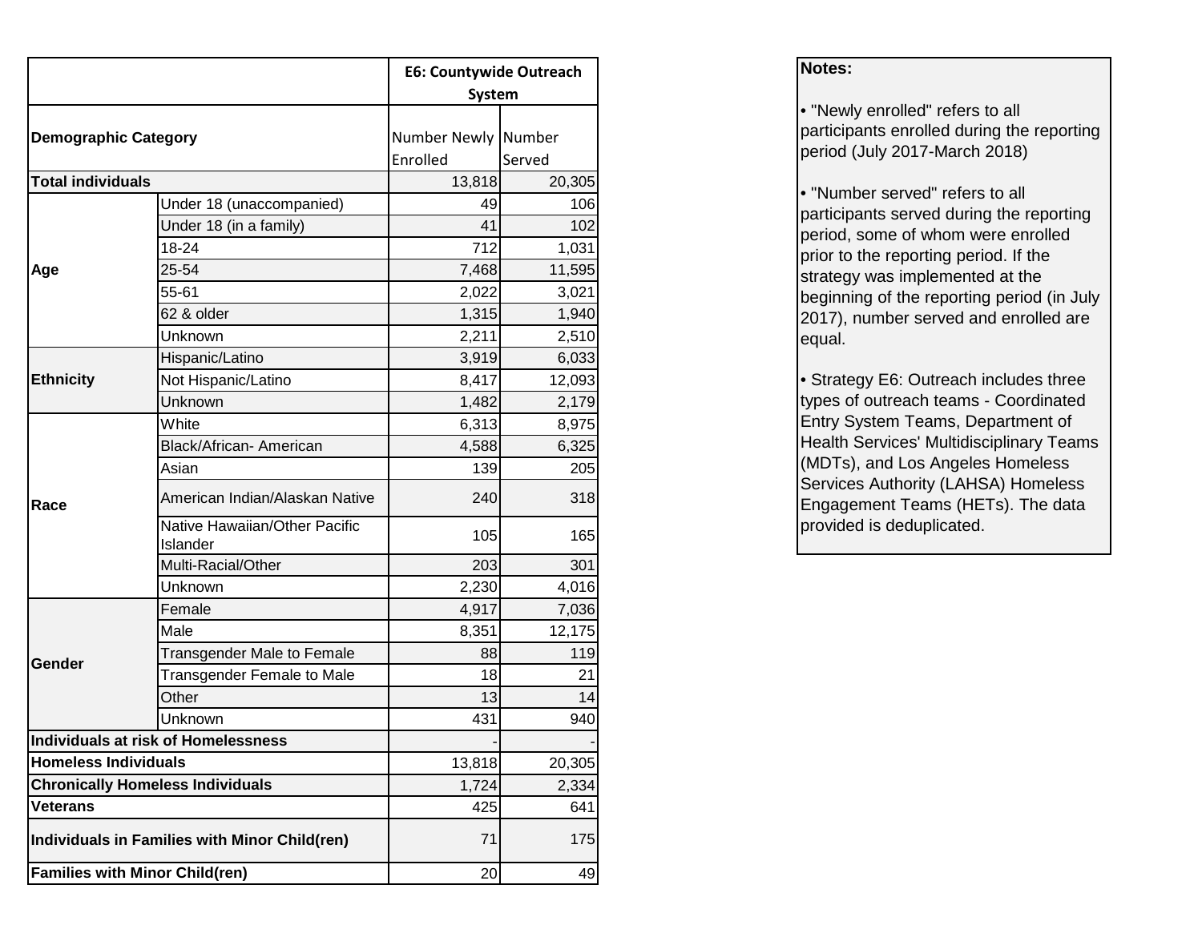| | | E6: Countywide Outreach System | |
|---|---|---|---|
| **Demographic Category** | | Number Newly Enrolled | Number Served |
| **Total individuals** | | 13,818 | 20,305 |
| **Age** | Under 18 (unaccompanied) | 49 | 106 |
| | Under 18 (in a family) | 41 | 102 |
| | 18-24 | 712 | 1,031 |
| | 25-54 | 7,468 | 11,595 |
| | 55-61 | 2,022 | 3,021 |
| | 62 & older | 1,315 | 1,940 |
| | Unknown | 2,211 | 2,510 |
| **Ethnicity** | Hispanic/Latino | 3,919 | 6,033 |
| | Not Hispanic/Latino | 8,417 | 12,093 |
| | Unknown | 1,482 | 2,179 |
| **Race** | White | 6,313 | 8,975 |
| | Black/African- American | 4,588 | 6,325 |
| | Asian | 139 | 205 |
| | American Indian/Alaskan Native | 240 | 318 |
| | Native Hawaiian/Other Pacific Islander | 105 | 165 |
| | Multi-Racial/Other | 203 | 301 |
| | Unknown | 2,230 | 4,016 |
| **Gender** | Female | 4,917 | 7,036 |
| | Male | 8,351 | 12,175 |
| | Transgender Male to Female | 88 | 119 |
| | Transgender Female to Male | 18 | 21 |
| | Other | 13 | 14 |
| | Unknown | 431 | 940 |
| **Individuals at risk of Homelessness** | | - | - |
| **Homeless Individuals** | | 13,818 | 20,305 |
| **Chronically Homeless Individuals** | | 1,724 | 2,334 |
| **Veterans** | | 425 | 641 |
| **Individuals in Families with Minor Child(ren)** | | 71 | 175 |
| **Families with Minor Child(ren)** | | 20 | 49 |

**Notes:**

- "Newly enrolled" refers to all participants enrolled during the reporting period (July 2017-March 2018)

- "Number served" refers to all participants served during the reporting period, some of whom were enrolled prior to the reporting period. If the strategy was implemented at the beginning of the reporting period (in July 2017), number served and enrolled are equal.

- Strategy E6: Outreach includes three types of outreach teams - Coordinated Entry System Teams, Department of Health Services' Multidisciplinary Teams (MDTs), and Los Angeles Homeless Services Authority (LAHSA) Homeless Engagement Teams (HETs). The data provided is deduplicated.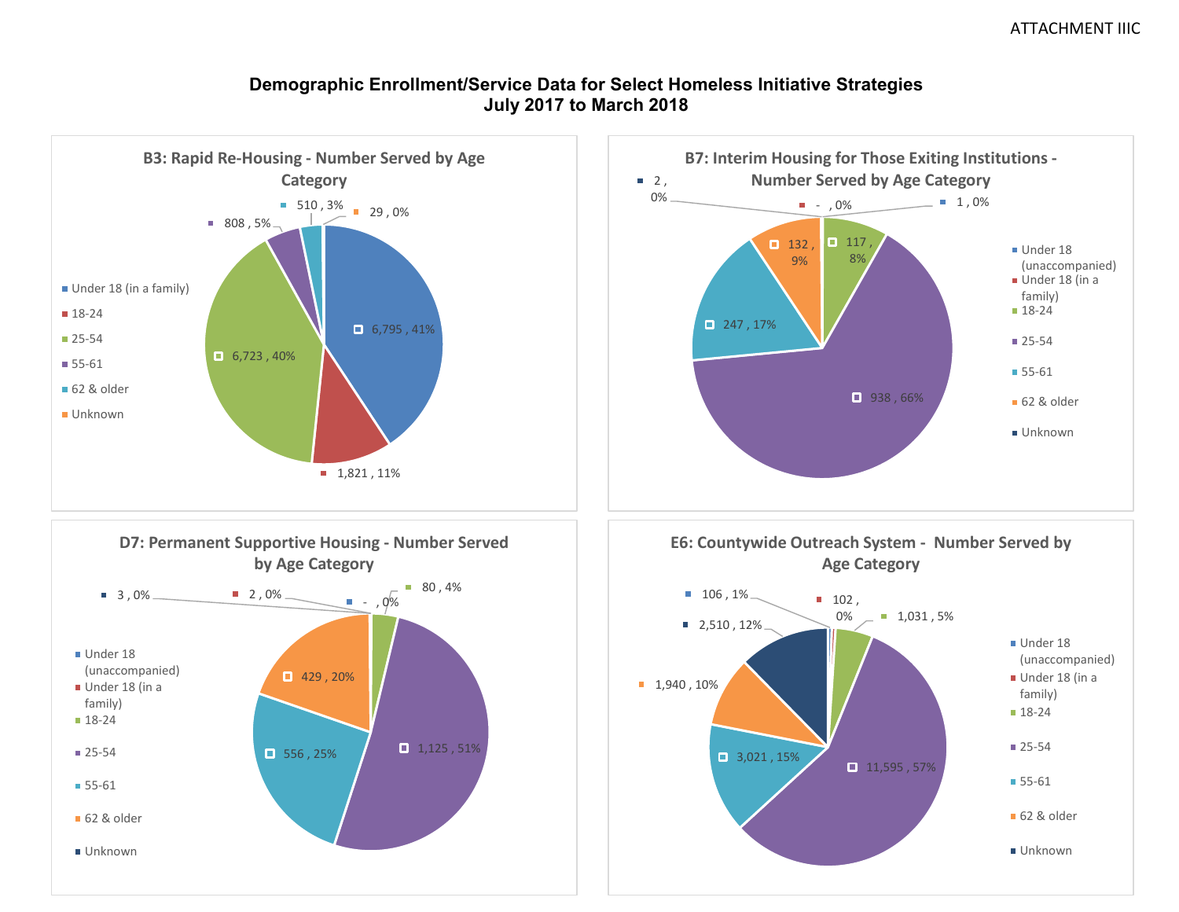ATTACHMENT IIIC

# Demographic Enrollment/Service Data for Select Homeless Initiative Strategies
## July 2017 to March 2018

### B3: Rapid Re-Housing - Number Served by Age Category

| Age Category | Number | Percent |
|---|---|---|
| Under 18 (in a family) | 6,795 | 41% |
| 18-24 | 1,821 | 11% |
| 25-54 | 6,723 | 40% |
| 55-61 | 808 | 5% |
| 62 & older | 510 | 3% |
| Unknown | 29 | 0% |

### B7: Interim Housing for Those Exiting Institutions - Number Served by Age Category

| Age Category | Number | Percent |
|---|---|---|
| Under 18 (unaccompanied) | 1 | 0% |
| Under 18 (in a family) | - | 0% |
| 18-24 | 117 | 8% |
| 25-54 | 938 | 66% |
| 55-61 | 247 | 17% |
| 62 & older | 132 | 9% |
| Unknown | 2 | 0% |

### D7: Permanent Supportive Housing - Number Served by Age Category

| Age Category | Number | Percent |
|---|---|---|
| Under 18 (unaccompanied) | - | 0% |
| Under 18 (in a family) | 2 | 0% |
| 18-24 | 80 | 4% |
| 25-54 | 1,125 | 51% |
| 55-61 | 556 | 25% |
| 62 & older | 429 | 20% |
| Unknown | 3 | 0% |

### E6: Countywide Outreach System - Number Served by Age Category

| Age Category | Number | Percent |
|---|---|---|
| Under 18 (unaccompanied) | 106 | 1% |
| Under 18 (in a family) | 102 | 0% |
| 18-24 | 1,031 | 5% |
| 25-54 | 11,595 | 57% |
| 55-61 | 3,021 | 15% |
| 62 & older | 1,940 | 10% |
| Unknown | 2,510 | 12% |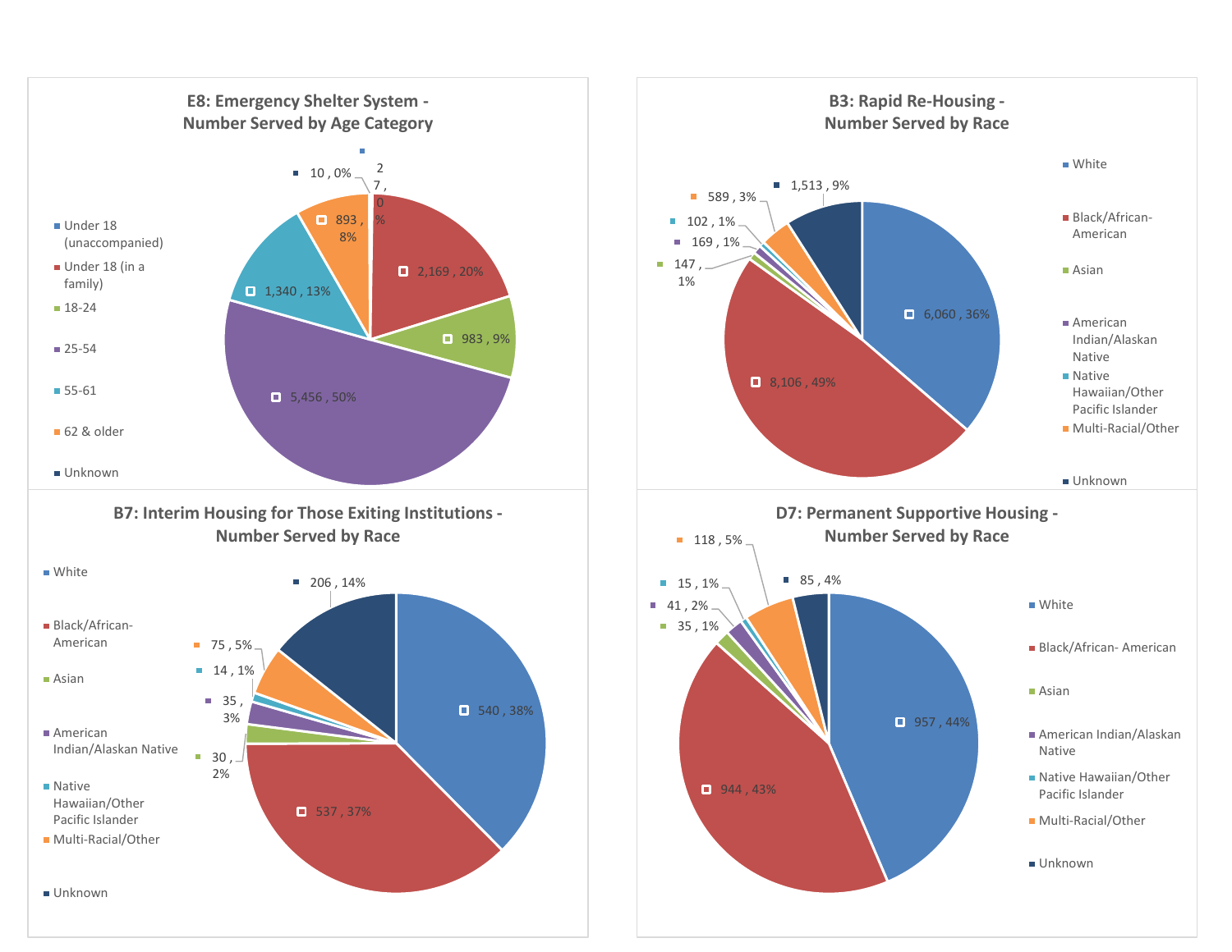## E8: Emergency Shelter System - Number Served by Age Category

| Age Category | Number Served | Percent |
| --- | --- | --- |
| Under 18 (unaccompanied) | 27 | 0% |
| Under 18 (in a family) | 2,169 | 20% |
| 18-24 | 983 | 9% |
| 25-54 | 5,456 | 50% |
| 55-61 | 1,340 | 13% |
| 62 & older | 893 | 8% |
| Unknown | 10 | 0% |

## B3: Rapid Re-Housing - Number Served by Race

| Race | Number Served | Percent |
| --- | --- | --- |
| White | 6,060 | 36% |
| Black/African-American | 8,106 | 49% |
| Asian | 147 | 1% |
| American Indian/Alaskan Native | 169 | 1% |
| Native Hawaiian/Other Pacific Islander | 102 | 1% |
| Multi-Racial/Other | 589 | 3% |
| Unknown | 1,513 | 9% |

## B7: Interim Housing for Those Exiting Institutions - Number Served by Race

| Race | Number Served | Percent |
| --- | --- | --- |
| White | 540 | 38% |
| Black/African-American | 537 | 37% |
| Asian | 30 | 2% |
| American Indian/Alaskan Native | 35 | 3% |
| Native Hawaiian/Other Pacific Islander | 14 | 1% |
| Multi-Racial/Other | 75 | 5% |
| Unknown | 206 | 14% |

## D7: Permanent Supportive Housing - Number Served by Race

| Race | Number Served | Percent |
| --- | --- | --- |
| White | 957 | 44% |
| Black/African- American | 944 | 43% |
| Asian | 35 | 1% |
| American Indian/Alaskan Native | 41 | 2% |
| Native Hawaiian/Other Pacific Islander | 15 | 1% |
| Multi-Racial/Other | 118 | 5% |
| Unknown | 85 | 4% |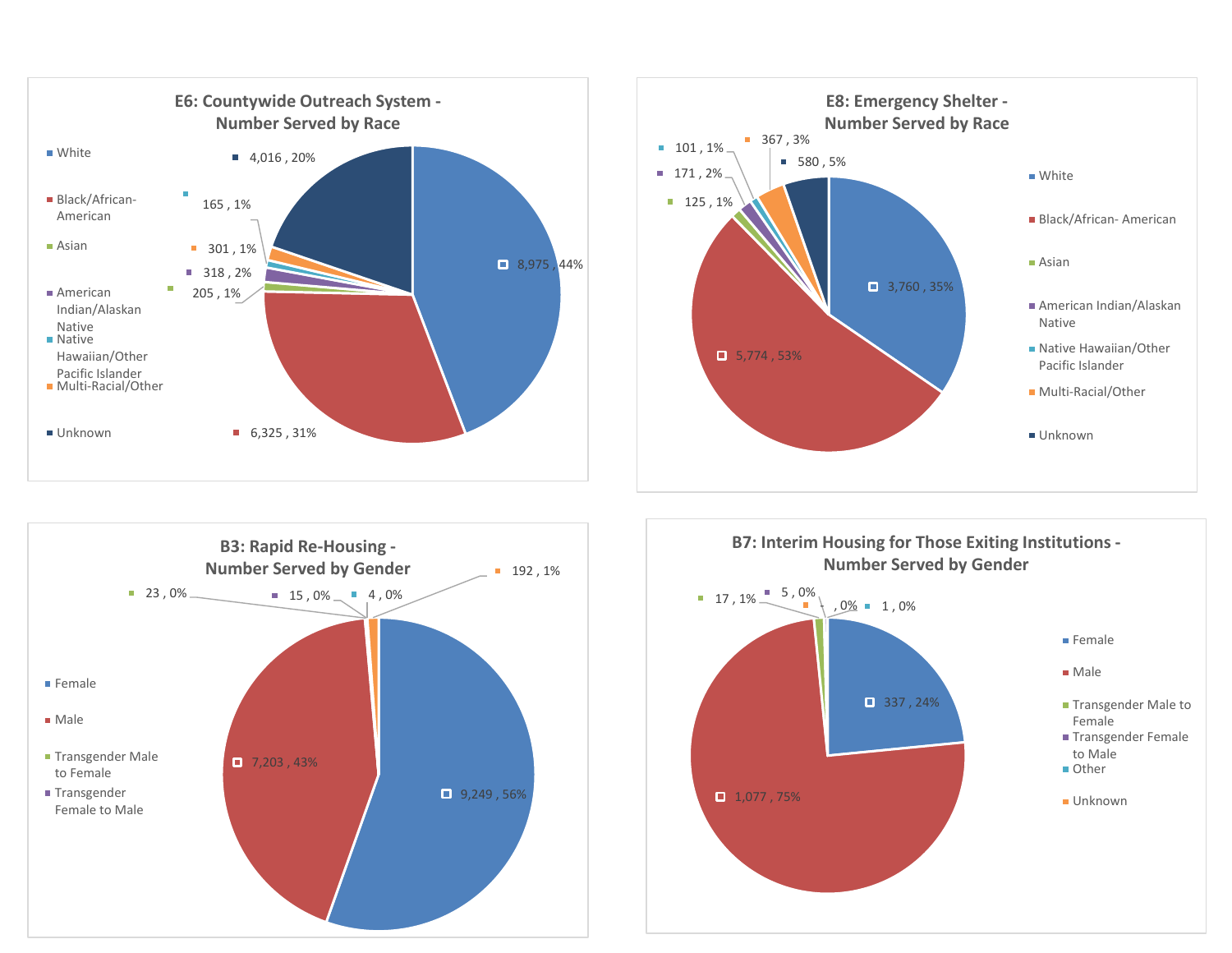## E6: Countywide Outreach System - Number Served by Race

| Race | Number Served | Percent |
|---|---|---|
| White | 8,975 | 44% |
| Black/African-American | 6,325 | 31% |
| Asian | 205 | 1% |
| American Indian/Alaskan Native | 318 | 2% |
| Native Hawaiian/Other Pacific Islander | 165 | 1% |
| Multi-Racial/Other | 301 | 1% |
| Unknown | 4,016 | 20% |

## E8: Emergency Shelter - Number Served by Race

| Race | Number Served | Percent |
|---|---|---|
| White | 3,760 | 35% |
| Black/African- American | 5,774 | 53% |
| Asian | 125 | 1% |
| American Indian/Alaskan Native | 171 | 2% |
| Native Hawaiian/Other Pacific Islander | 101 | 1% |
| Multi-Racial/Other | 367 | 3% |
| Unknown | 580 | 5% |

## B3: Rapid Re-Housing - Number Served by Gender

| Gender | Number Served | Percent |
|---|---|---|
| Female | 9,249 | 56% |
| Male | 7,203 | 43% |
| Transgender Male to Female | 23 | 0% |
| Transgender Female to Male | 15 | 0% |
| (unlabeled) | 4 | 0% |
| (unlabeled) | 192 | 1% |

## B7: Interim Housing for Those Exiting Institutions - Number Served by Gender

| Gender | Number Served | Percent |
|---|---|---|
| Female | 337 | 24% |
| Male | 1,077 | 75% |
| Transgender Male to Female | 17 | 1% |
| Transgender Female to Male | 5 | 0% |
| Other | 1 | 0% |
| Unknown | - | 0% |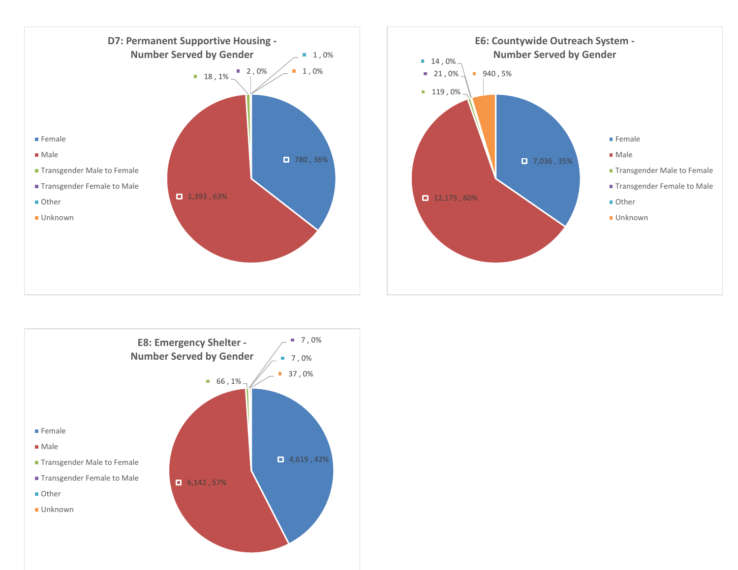**D7: Permanent Supportive Housing - Number Served by Gender**

| Gender | Number | Percent |
|---|---|---|
| Female | 780 | 36% |
| Male | 1,393 | 63% |
| Transgender Male to Female | 18 | 1% |
| Transgender Female to Male | 2 | 0% |
| Other | 1 | 0% |
| Unknown | 1 | 0% |

**E6: Countywide Outreach System - Number Served by Gender**

| Gender | Number | Percent |
|---|---|---|
| Female | 7,036 | 35% |
| Male | 12,175 | 60% |
| Transgender Male to Female | 119 | 0% |
| Transgender Female to Male | 21 | 0% |
| Other | 14 | 0% |
| Unknown | 940 | 5% |

**E8: Emergency Shelter - Number Served by Gender**

| Gender | Number | Percent |
|---|---|---|
| Female | 4,619 | 42% |
| Male | 6,142 | 57% |
| Transgender Male to Female | 66 | 1% |
| Transgender Female to Male | 7 | 0% |
| Other | 7 | 0% |
| Unknown | 37 | 0% |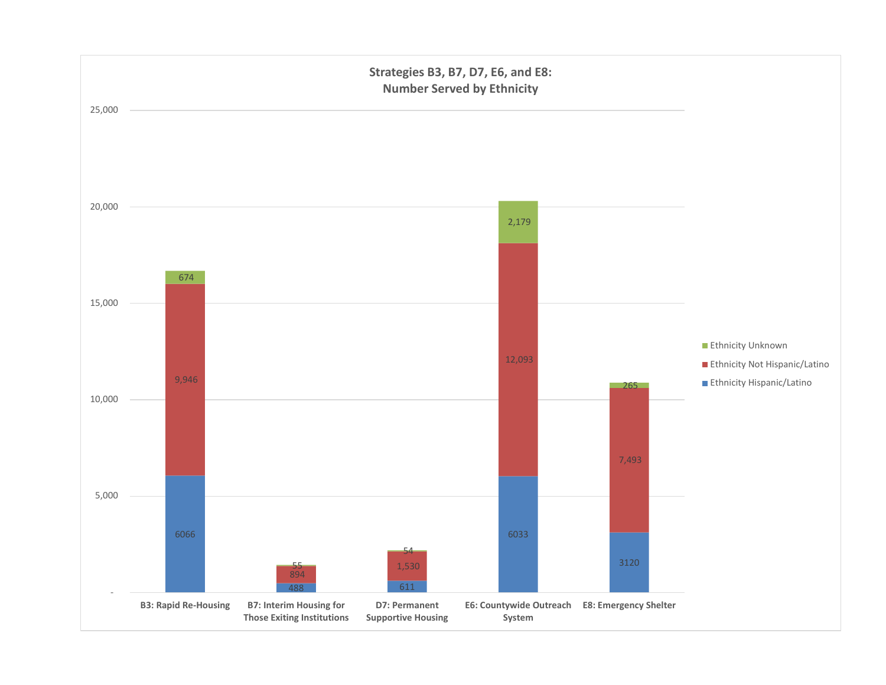**Strategies B3, B7, D7, E6, and E8:**
**Number Served by Ethnicity**

25,000
20,000
15,000
10,000
5,000
-

674
9,946
6066

55
894
488

54
1,530
611

2,179
12,093
6033

265
7,493
3120

B3: Rapid Re-Housing
B7: Interim Housing for Those Exiting Institutions
D7: Permanent Supportive Housing
E6: Countywide Outreach System
E8: Emergency Shelter

Ethnicity Unknown
Ethnicity Not Hispanic/Latino
Ethnicity Hispanic/Latino